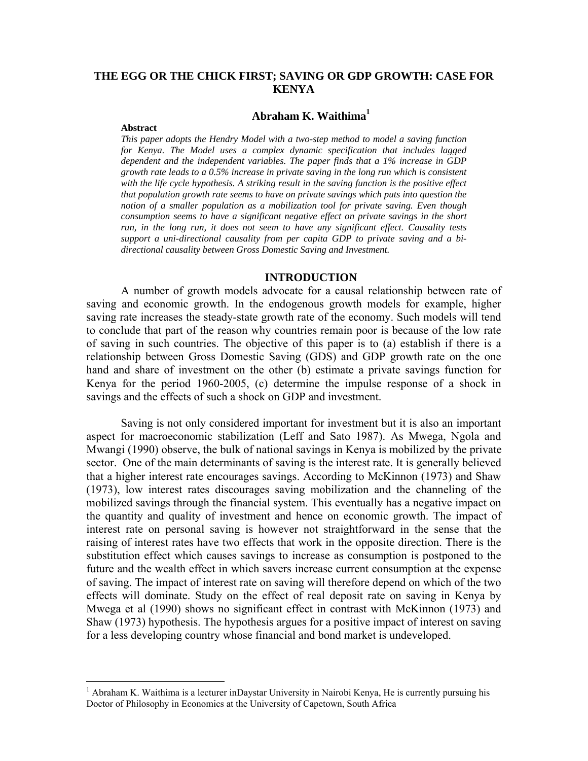# THE EGG OR THE CHICK FIRST; SAVING OR GDP GROWTH: CASE FOR KENYA

**Abraham K. Waithima[1]**

**Abstract**

*This paper adopts the Hendry Model with a two-step method to model a saving function for Kenya. The Model uses a complex dynamic specification that includes lagged dependent and the independent variables. The paper finds that a 1% increase in GDP growth rate leads to a 0.5% increase in private saving in the long run which is consistent with the life cycle hypothesis. A striking result in the saving function is the positive effect that population growth rate seems to have on private savings which puts into question the notion of a smaller population as a mobilization tool for private saving. Even though consumption seems to have a significant negative effect on private savings in the short run, in the long run, it does not seem to have any significant effect. Causality tests support a uni-directional causality from per capita GDP to private saving and a bi-directional causality between Gross Domestic Saving and Investment.*

## INTRODUCTION

A number of growth models advocate for a causal relationship between rate of saving and economic growth. In the endogenous growth models for example, higher saving rate increases the steady-state growth rate of the economy. Such models will tend to conclude that part of the reason why countries remain poor is because of the low rate of saving in such countries. The objective of this paper is to (a) establish if there is a relationship between Gross Domestic Saving (GDS) and GDP growth rate on the one hand and share of investment on the other (b) estimate a private savings function for Kenya for the period 1960-2005, (c) determine the impulse response of a shock in savings and the effects of such a shock on GDP and investment.

Saving is not only considered important for investment but it is also an important aspect for macroeconomic stabilization (Leff and Sato 1987). As Mwega, Ngola and Mwangi (1990) observe, the bulk of national savings in Kenya is mobilized by the private sector. One of the main determinants of saving is the interest rate. It is generally believed that a higher interest rate encourages savings. According to McKinnon (1973) and Shaw (1973), low interest rates discourages saving mobilization and the channeling of the mobilized savings through the financial system. This eventually has a negative impact on the quantity and quality of investment and hence on economic growth. The impact of interest rate on personal saving is however not straightforward in the sense that the raising of interest rates have two effects that work in the opposite direction. There is the substitution effect which causes savings to increase as consumption is postponed to the future and the wealth effect in which savers increase current consumption at the expense of saving. The impact of interest rate on saving will therefore depend on which of the two effects will dominate. Study on the effect of real deposit rate on saving in Kenya by Mwega et al (1990) shows no significant effect in contrast with McKinnon (1973) and Shaw (1973) hypothesis. The hypothesis argues for a positive impact of interest on saving for a less developing country whose financial and bond market is undeveloped.

---

[1] Abraham K. Waithima is a lecturer inDaystar University in Nairobi Kenya, He is currently pursuing his Doctor of Philosophy in Economics at the University of Capetown, South Africa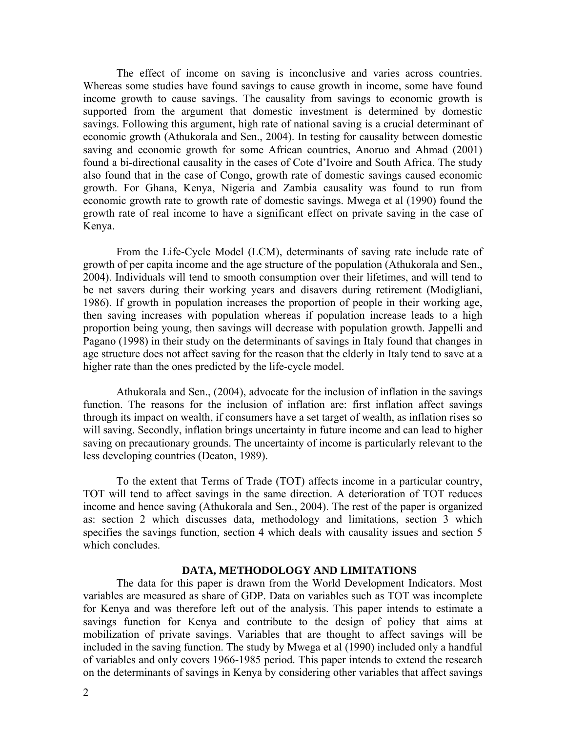The effect of income on saving is inconclusive and varies across countries. Whereas some studies have found savings to cause growth in income, some have found income growth to cause savings. The causality from savings to economic growth is supported from the argument that domestic investment is determined by domestic savings. Following this argument, high rate of national saving is a crucial determinant of economic growth (Athukorala and Sen., 2004). In testing for causality between domestic saving and economic growth for some African countries, Anoruo and Ahmad (2001) found a bi-directional causality in the cases of Cote d'Ivoire and South Africa. The study also found that in the case of Congo, growth rate of domestic savings caused economic growth. For Ghana, Kenya, Nigeria and Zambia causality was found to run from economic growth rate to growth rate of domestic savings. Mwega et al (1990) found the growth rate of real income to have a significant effect on private saving in the case of Kenya.

From the Life-Cycle Model (LCM), determinants of saving rate include rate of growth of per capita income and the age structure of the population (Athukorala and Sen., 2004). Individuals will tend to smooth consumption over their lifetimes, and will tend to be net savers during their working years and disavers during retirement (Modigliani, 1986). If growth in population increases the proportion of people in their working age, then saving increases with population whereas if population increase leads to a high proportion being young, then savings will decrease with population growth. Jappelli and Pagano (1998) in their study on the determinants of savings in Italy found that changes in age structure does not affect saving for the reason that the elderly in Italy tend to save at a higher rate than the ones predicted by the life-cycle model.

Athukorala and Sen., (2004), advocate for the inclusion of inflation in the savings function. The reasons for the inclusion of inflation are: first inflation affect savings through its impact on wealth, if consumers have a set target of wealth, as inflation rises so will saving. Secondly, inflation brings uncertainty in future income and can lead to higher saving on precautionary grounds. The uncertainty of income is particularly relevant to the less developing countries (Deaton, 1989).

To the extent that Terms of Trade (TOT) affects income in a particular country, TOT will tend to affect savings in the same direction. A deterioration of TOT reduces income and hence saving (Athukorala and Sen., 2004). The rest of the paper is organized as: section 2 which discusses data, methodology and limitations, section 3 which specifies the savings function, section 4 which deals with causality issues and section 5 which concludes.

## DATA, METHODOLOGY AND LIMITATIONS

The data for this paper is drawn from the World Development Indicators. Most variables are measured as share of GDP. Data on variables such as TOT was incomplete for Kenya and was therefore left out of the analysis. This paper intends to estimate a savings function for Kenya and contribute to the design of policy that aims at mobilization of private savings. Variables that are thought to affect savings will be included in the saving function. The study by Mwega et al (1990) included only a handful of variables and only covers 1966-1985 period. This paper intends to extend the research on the determinants of savings in Kenya by considering other variables that affect savings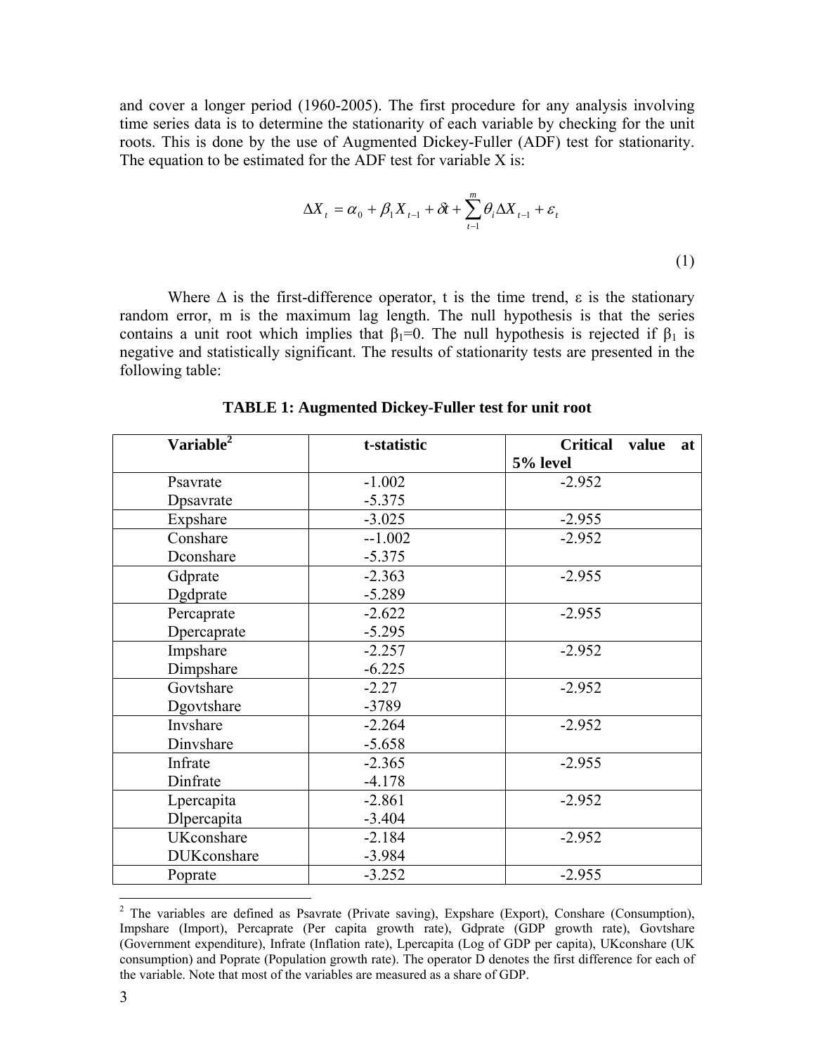and cover a longer period (1960-2005). The first procedure for any analysis involving time series data is to determine the stationarity of each variable by checking for the unit roots. This is done by the use of Augmented Dickey-Fuller (ADF) test for stationarity. The equation to be estimated for the ADF test for variable X is:

$$\Delta X_t = \alpha_0 + \beta_1 X_{t-1} + \delta t + \sum_{t-1}^{m} \theta_i \Delta X_{t-1} + \varepsilon_t \tag{1}$$

Where $\Delta$ is the first-difference operator, t is the time trend, $\varepsilon$ is the stationary random error, m is the maximum lag length. The null hypothesis is that the series contains a unit root which implies that $\beta_1=0$. The null hypothesis is rejected if $\beta_1$ is negative and statistically significant. The results of stationarity tests are presented in the following table:

**TABLE 1: Augmented Dickey-Fuller test for unit root**

| Variable[2] | t-statistic | Critical value at 5% level |
|---|---|---|
| Psavrate | -1.002 | -2.952 |
| Dpsavrate | -5.375 | |
| Expshare | -3.025 | -2.955 |
| Conshare | --1.002 | -2.952 |
| Dconshare | -5.375 | |
| Gdprate | -2.363 | -2.955 |
| Dgdprate | -5.289 | |
| Percaprate | -2.622 | -2.955 |
| Dpercaprate | -5.295 | |
| Impshare | -2.257 | -2.952 |
| Dimpshare | -6.225 | |
| Govtshare | -2.27 | -2.952 |
| Dgovtshare | -3789 | |
| Invshare | -2.264 | -2.952 |
| Dinvshare | -5.658 | |
| Infrate | -2.365 | -2.955 |
| Dinfrate | -4.178 | |
| Lpercapita | -2.861 | -2.952 |
| Dlpercapita | -3.404 | |
| UKconshare | -2.184 | -2.952 |
| DUKconshare | -3.984 | |
| Poprate | -3.252 | -2.955 |

[2] The variables are defined as Psavrate (Private saving), Expshare (Export), Conshare (Consumption), Impshare (Import), Percaprate (Per capita growth rate), Gdprate (GDP growth rate), Govtshare (Government expenditure), Infrate (Inflation rate), Lpercapita (Log of GDP per capita), UKconshare (UK consumption) and Poprate (Population growth rate). The operator D denotes the first difference for each of the variable. Note that most of the variables are measured as a share of GDP.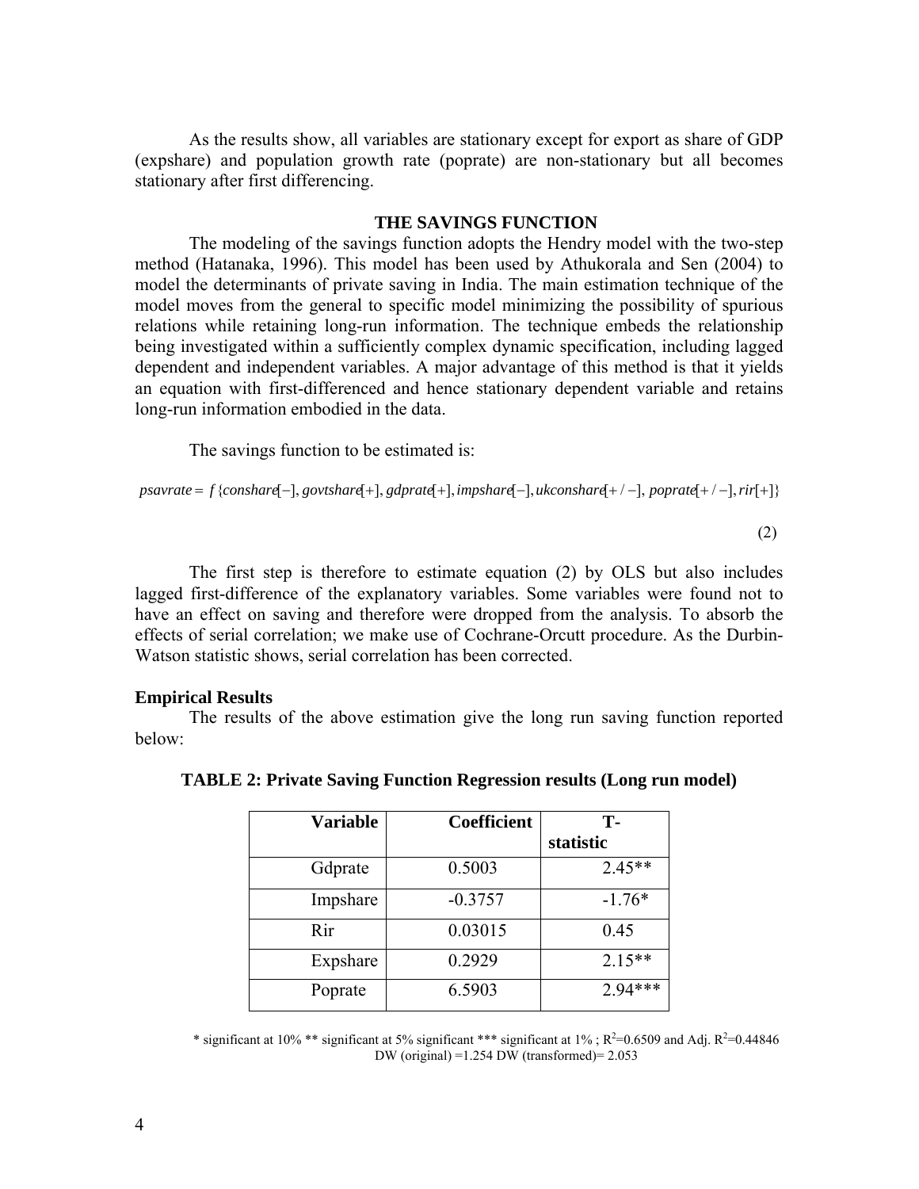As the results show, all variables are stationary except for export as share of GDP (expshare) and population growth rate (poprate) are non-stationary but all becomes stationary after first differencing.

### THE SAVINGS FUNCTION

The modeling of the savings function adopts the Hendry model with the two-step method (Hatanaka, 1996). This model has been used by Athukorala and Sen (2004) to model the determinants of private saving in India. The main estimation technique of the model moves from the general to specific model minimizing the possibility of spurious relations while retaining long-run information. The technique embeds the relationship being investigated within a sufficiently complex dynamic specification, including lagged dependent and independent variables. A major advantage of this method is that it yields an equation with first-differenced and hence stationary dependent variable and retains long-run information embodied in the data.

The savings function to be estimated is:

$$psavrate = f\{conshare[-], govtshare[+], gdprate[+], impshare[-], ukconshare[+/-], poprate[+/-], rir[+]\} \quad (2)$$

The first step is therefore to estimate equation (2) by OLS but also includes lagged first-difference of the explanatory variables. Some variables were found not to have an effect on saving and therefore were dropped from the analysis. To absorb the effects of serial correlation; we make use of Cochrane-Orcutt procedure. As the Durbin-Watson statistic shows, serial correlation has been corrected.

#### Empirical Results

The results of the above estimation give the long run saving function reported below:

**TABLE 2: Private Saving Function Regression results (Long run model)**

| Variable | Coefficient | T-statistic |
|---|---|---|
| Gdprate | 0.5003 | 2.45** |
| Impshare | -0.3757 | -1.76* |
| Rir | 0.03015 | 0.45 |
| Expshare | 0.2929 | 2.15** |
| Poprate | 6.5903 | 2.94*** |

\* significant at 10% ** significant at 5% significant *** significant at 1% ; $R^2$=0.6509 and Adj. $R^2$=0.44846
DW (original) =1.254 DW (transformed)= 2.053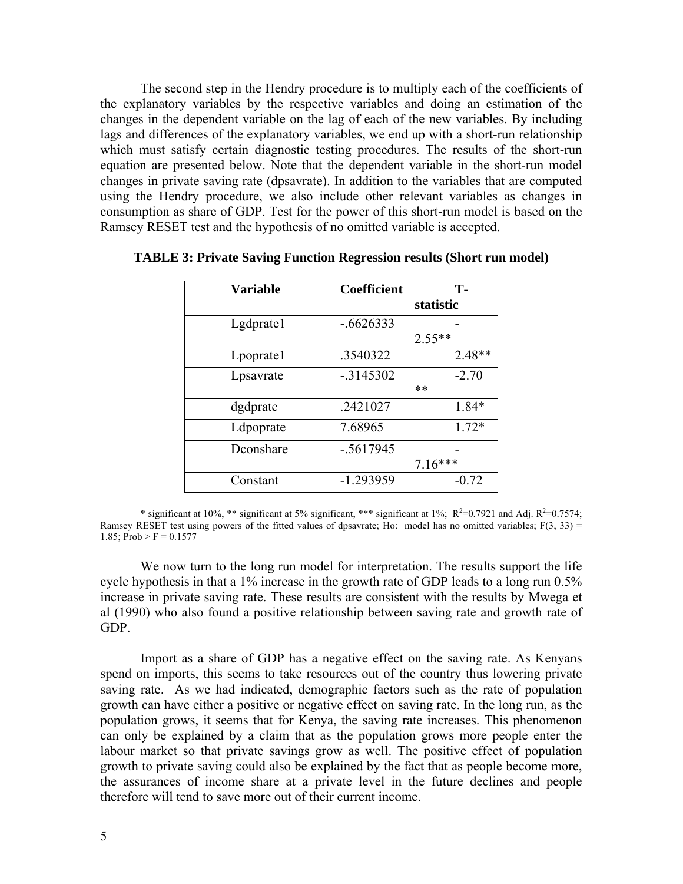The second step in the Hendry procedure is to multiply each of the coefficients of the explanatory variables by the respective variables and doing an estimation of the changes in the dependent variable on the lag of each of the new variables. By including lags and differences of the explanatory variables, we end up with a short-run relationship which must satisfy certain diagnostic testing procedures. The results of the short-run equation are presented below. Note that the dependent variable in the short-run model changes in private saving rate (dpsavrate). In addition to the variables that are computed using the Hendry procedure, we also include other relevant variables as changes in consumption as share of GDP. Test for the power of this short-run model is based on the Ramsey RESET test and the hypothesis of no omitted variable is accepted.

**TABLE 3: Private Saving Function Regression results (Short run model)**

| Variable | Coefficient | T-statistic |
|---|---|---|
| Lgdprate1 | -.6626333 | -2.55** |
| Lpoprate1 | .3540322 | 2.48** |
| Lpsavrate | -.3145302 | -2.70** |
| dgdprate | .2421027 | 1.84* |
| Ldpoprate | 7.68965 | 1.72* |
| Dconshare | -.5617945 | -7.16*** |
| Constant | -1.293959 | -0.72 |

* significant at 10%, ** significant at 5% significant, *** significant at 1%; $R^2$=0.7921 and Adj. $R^2$=0.7574; Ramsey RESET test using powers of the fitted values of dpsavrate; Ho: model has no omitted variables; $F(3, 33)$ = 1.85; Prob > F = 0.1577

We now turn to the long run model for interpretation. The results support the life cycle hypothesis in that a 1% increase in the growth rate of GDP leads to a long run 0.5% increase in private saving rate. These results are consistent with the results by Mwega et al (1990) who also found a positive relationship between saving rate and growth rate of GDP.

Import as a share of GDP has a negative effect on the saving rate. As Kenyans spend on imports, this seems to take resources out of the country thus lowering private saving rate. As we had indicated, demographic factors such as the rate of population growth can have either a positive or negative effect on saving rate. In the long run, as the population grows, it seems that for Kenya, the saving rate increases. This phenomenon can only be explained by a claim that as the population grows more people enter the labour market so that private savings grow as well. The positive effect of population growth to private saving could also be explained by the fact that as people become more, the assurances of income share at a private level in the future declines and people therefore will tend to save more out of their current income.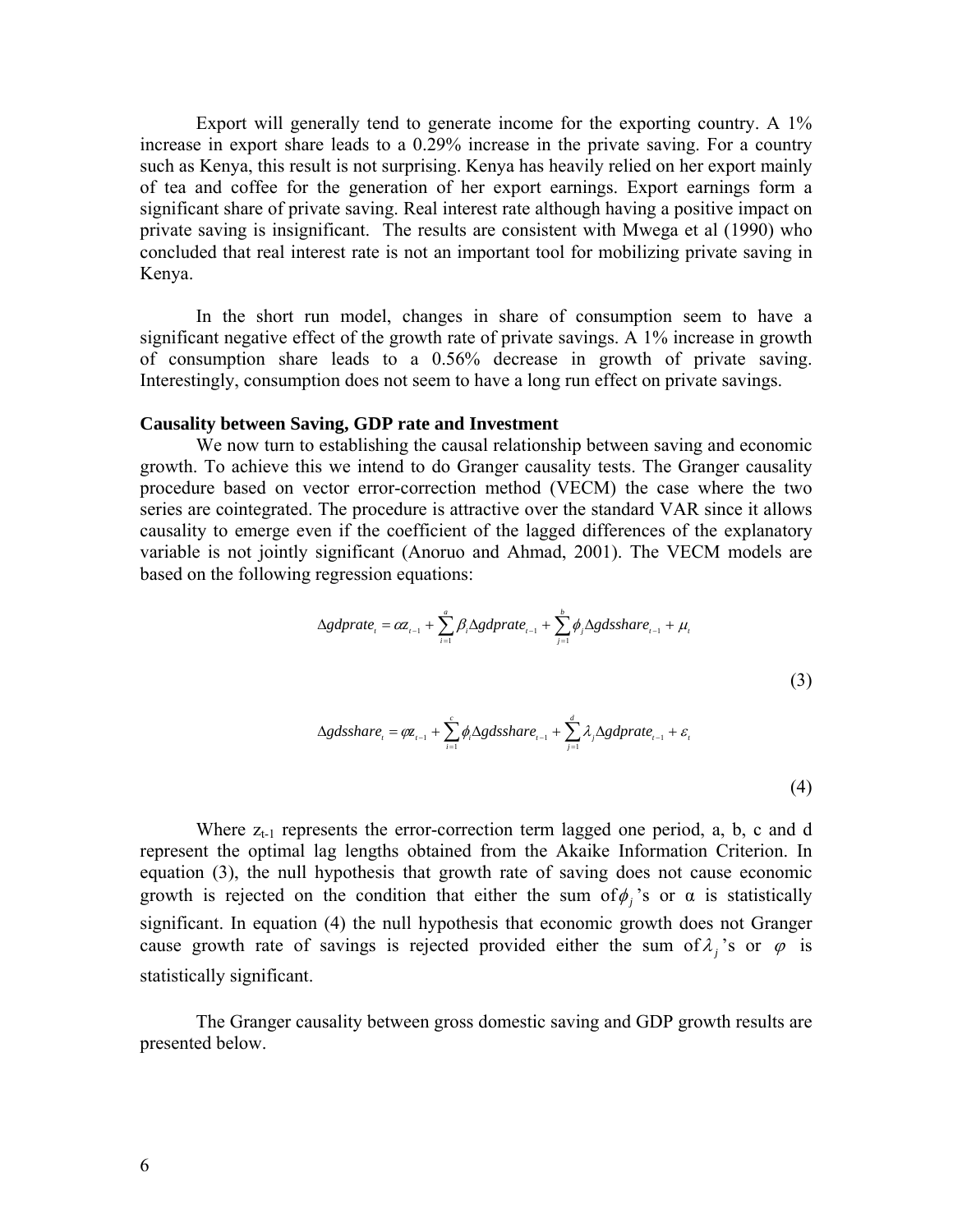Export will generally tend to generate income for the exporting country. A 1% increase in export share leads to a 0.29% increase in the private saving. For a country such as Kenya, this result is not surprising. Kenya has heavily relied on her export mainly of tea and coffee for the generation of her export earnings. Export earnings form a significant share of private saving. Real interest rate although having a positive impact on private saving is insignificant. The results are consistent with Mwega et al (1990) who concluded that real interest rate is not an important tool for mobilizing private saving in Kenya.

In the short run model, changes in share of consumption seem to have a significant negative effect of the growth rate of private savings. A 1% increase in growth of consumption share leads to a 0.56% decrease in growth of private saving. Interestingly, consumption does not seem to have a long run effect on private savings.

**Causality between Saving, GDP rate and Investment**

We now turn to establishing the causal relationship between saving and economic growth. To achieve this we intend to do Granger causality tests. The Granger causality procedure based on vector error-correction method (VECM) the case where the two series are cointegrated. The procedure is attractive over the standard VAR since it allows causality to emerge even if the coefficient of the lagged differences of the explanatory variable is not jointly significant (Anoruo and Ahmad, 2001). The VECM models are based on the following regression equations:

$$\Delta gdprate_t = \alpha z_{t-1} + \sum_{i=1}^{a} \beta_i \Delta gdprate_{t-1} + \sum_{j=1}^{b} \phi_j \Delta gdsshare_{t-1} + \mu_t \tag{3}$$

$$\Delta gdsshare_t = \varphi z_{t-1} + \sum_{i=1}^{c} \phi_i \Delta gdsshare_{t-1} + \sum_{j=1}^{d} \lambda_j \Delta gdprate_{t-1} + \varepsilon_t \tag{4}$$

Where $z_{t-1}$ represents the error-correction term lagged one period, a, b, c and d represent the optimal lag lengths obtained from the Akaike Information Criterion. In equation (3), the null hypothesis that growth rate of saving does not cause economic growth is rejected on the condition that either the sum of $\phi_j$'s or α is statistically significant. In equation (4) the null hypothesis that economic growth does not Granger cause growth rate of savings is rejected provided either the sum of $\lambda_j$'s or $\varphi$ is statistically significant.

The Granger causality between gross domestic saving and GDP growth results are presented below.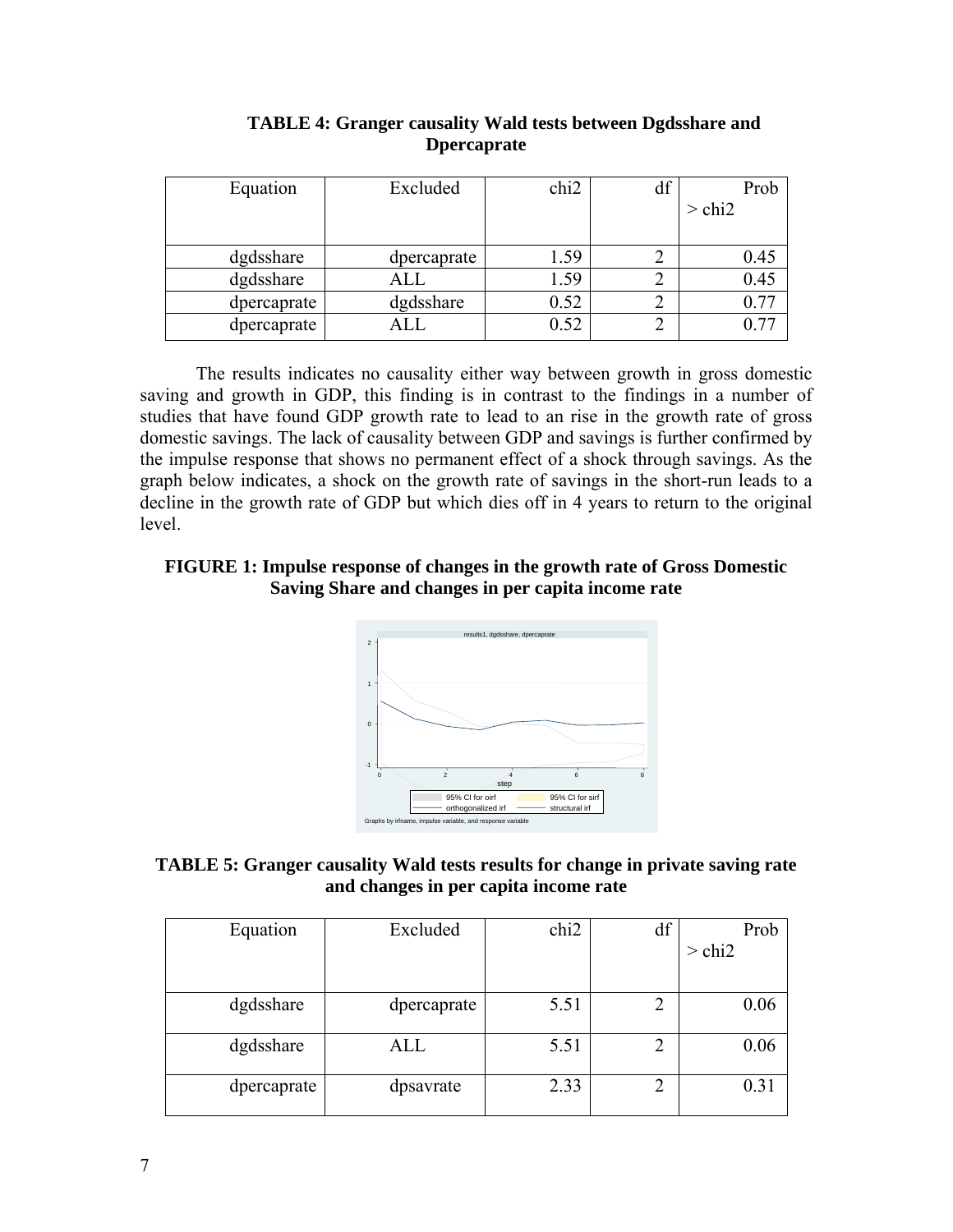**TABLE 4: Granger causality Wald tests between Dgdsshare and Dpercaprate**

| Equation | Excluded | chi2 | df | Prob > chi2 |
|---|---|---|---|---|
| dgdsshare | dpercaprate | 1.59 | 2 | 0.45 |
| dgdsshare | ALL | 1.59 | 2 | 0.45 |
| dpercaprate | dgdsshare | 0.52 | 2 | 0.77 |
| dpercaprate | ALL | 0.52 | 2 | 0.77 |

The results indicates no causality either way between growth in gross domestic saving and growth in GDP, this finding is in contrast to the findings in a number of studies that have found GDP growth rate to lead to an rise in the growth rate of gross domestic savings. The lack of causality between GDP and savings is further confirmed by the impulse response that shows no permanent effect of a shock through savings. As the graph below indicates, a shock on the growth rate of savings in the short-run leads to a decline in the growth rate of GDP but which dies off in 4 years to return to the original level.

**FIGURE 1: Impulse response of changes in the growth rate of Gross Domestic Saving Share and changes in per capita income rate**

**TABLE 5: Granger causality Wald tests results for change in private saving rate and changes in per capita income rate**

| Equation | Excluded | chi2 | df | Prob > chi2 |
|---|---|---|---|---|
| dgdsshare | dpercaprate | 5.51 | 2 | 0.06 |
| dgdsshare | ALL | 5.51 | 2 | 0.06 |
| dpercaprate | dpsavrate | 2.33 | 2 | 0.31 |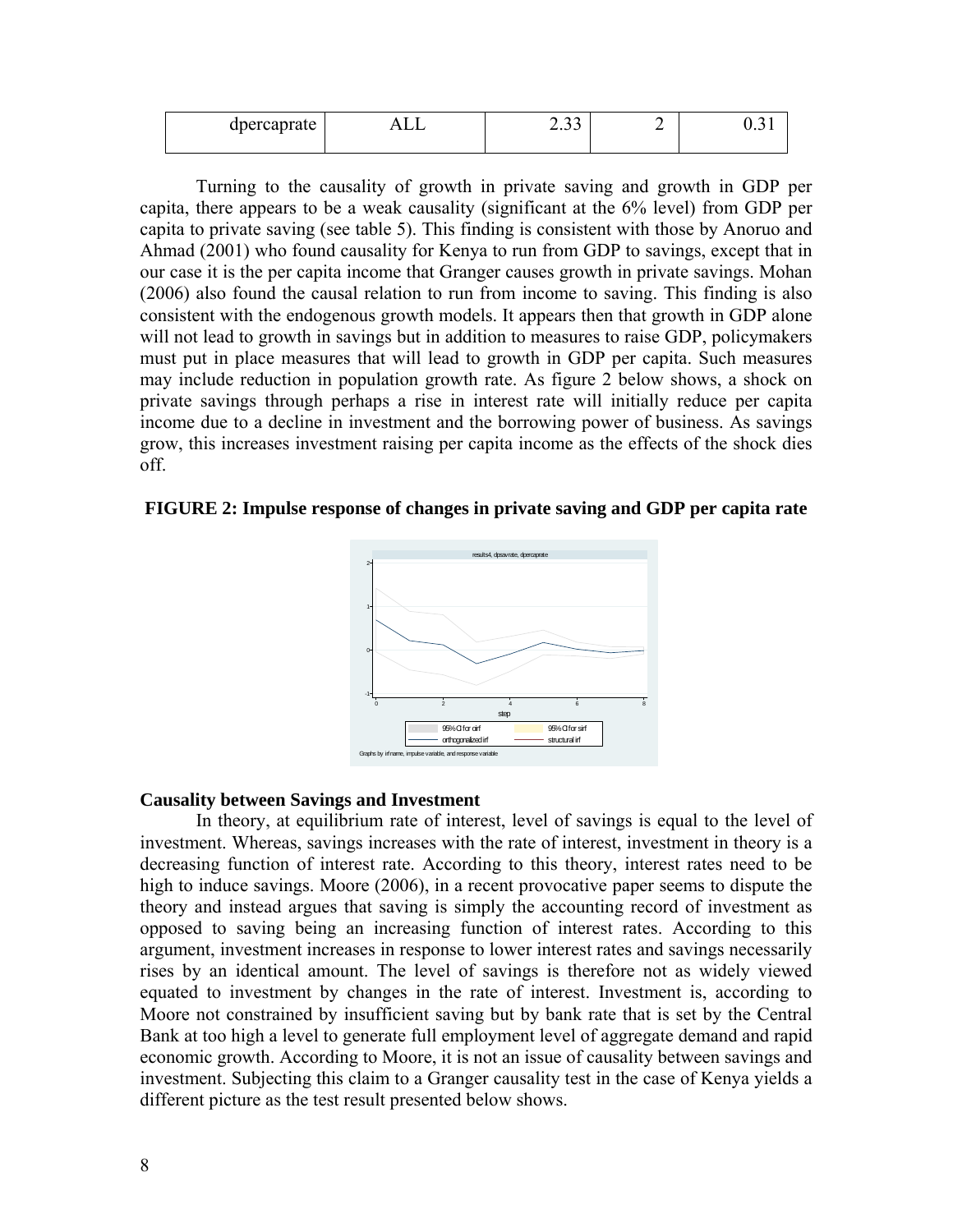| | | | | |
|---|---|---|---|---|
| dpercaprate | ALL | 2.33 | 2 | 0.31 |

Turning to the causality of growth in private saving and growth in GDP per capita, there appears to be a weak causality (significant at the 6% level) from GDP per capita to private saving (see table 5). This finding is consistent with those by Anoruo and Ahmad (2001) who found causality for Kenya to run from GDP to savings, except that in our case it is the per capita income that Granger causes growth in private savings. Mohan (2006) also found the causal relation to run from income to saving. This finding is also consistent with the endogenous growth models. It appears then that growth in GDP alone will not lead to growth in savings but in addition to measures to raise GDP, policymakers must put in place measures that will lead to growth in GDP per capita. Such measures may include reduction in population growth rate. As figure 2 below shows, a shock on private savings through perhaps a rise in interest rate will initially reduce per capita income due to a decline in investment and the borrowing power of business. As savings grow, this increases investment raising per capita income as the effects of the shock dies off.

**FIGURE 2: Impulse response of changes in private saving and GDP per capita rate**

results4, dpsavrate, dpercaprate

2
1
0
-1

0 2 4 6 8

step

95% CI for oirf
95% CI for sirf
orthogonalized irf
structural irf

Graphs by irfname, impulse variable, and response variable

### Causality between Savings and Investment

In theory, at equilibrium rate of interest, level of savings is equal to the level of investment. Whereas, savings increases with the rate of interest, investment in theory is a decreasing function of interest rate. According to this theory, interest rates need to be high to induce savings. Moore (2006), in a recent provocative paper seems to dispute the theory and instead argues that saving is simply the accounting record of investment as opposed to saving being an increasing function of interest rates. According to this argument, investment increases in response to lower interest rates and savings necessarily rises by an identical amount. The level of savings is therefore not as widely viewed equated to investment by changes in the rate of interest. Investment is, according to Moore not constrained by insufficient saving but by bank rate that is set by the Central Bank at too high a level to generate full employment level of aggregate demand and rapid economic growth. According to Moore, it is not an issue of causality between savings and investment. Subjecting this claim to a Granger causality test in the case of Kenya yields a different picture as the test result presented below shows.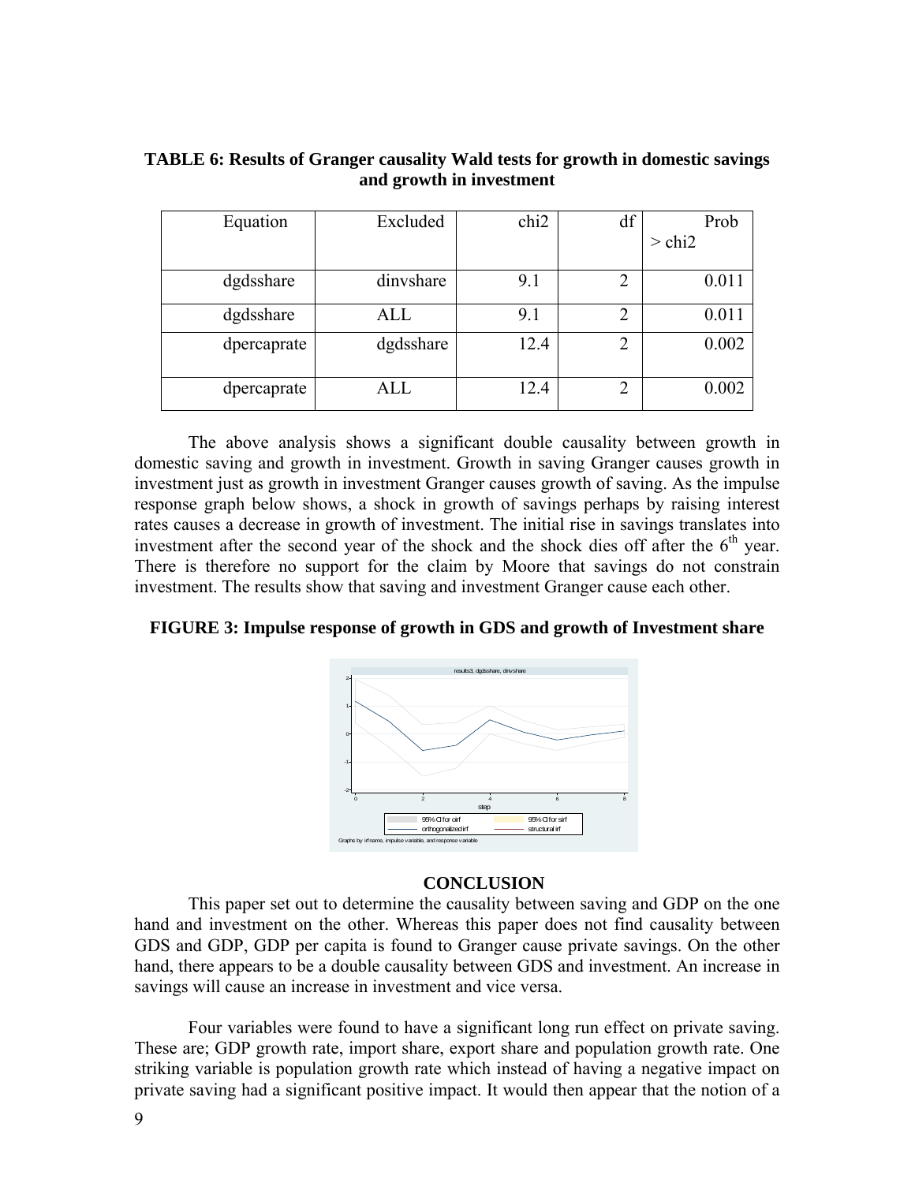**TABLE 6: Results of Granger causality Wald tests for growth in domestic savings and growth in investment**

| Equation | Excluded | chi2 | df | Prob > chi2 |
|---|---|---|---|---|
| dgdsshare | dinvshare | 9.1 | 2 | 0.011 |
| dgdsshare | ALL | 9.1 | 2 | 0.011 |
| dpercaprate | dgdsshare | 12.4 | 2 | 0.002 |
| dpercaprate | ALL | 12.4 | 2 | 0.002 |

The above analysis shows a significant double causality between growth in domestic saving and growth in investment. Growth in saving Granger causes growth in investment just as growth in investment Granger causes growth of saving. As the impulse response graph below shows, a shock in growth of savings perhaps by raising interest rates causes a decrease in growth of investment. The initial rise in savings translates into investment after the second year of the shock and the shock dies off after the 6th year. There is therefore no support for the claim by Moore that savings do not constrain investment. The results show that saving and investment Granger cause each other.

**FIGURE 3: Impulse response of growth in GDS and growth of Investment share**

## CONCLUSION

This paper set out to determine the causality between saving and GDP on the one hand and investment on the other. Whereas this paper does not find causality between GDS and GDP, GDP per capita is found to Granger cause private savings. On the other hand, there appears to be a double causality between GDS and investment. An increase in savings will cause an increase in investment and vice versa.

Four variables were found to have a significant long run effect on private saving. These are; GDP growth rate, import share, export share and population growth rate. One striking variable is population growth rate which instead of having a negative impact on private saving had a significant positive impact. It would then appear that the notion of a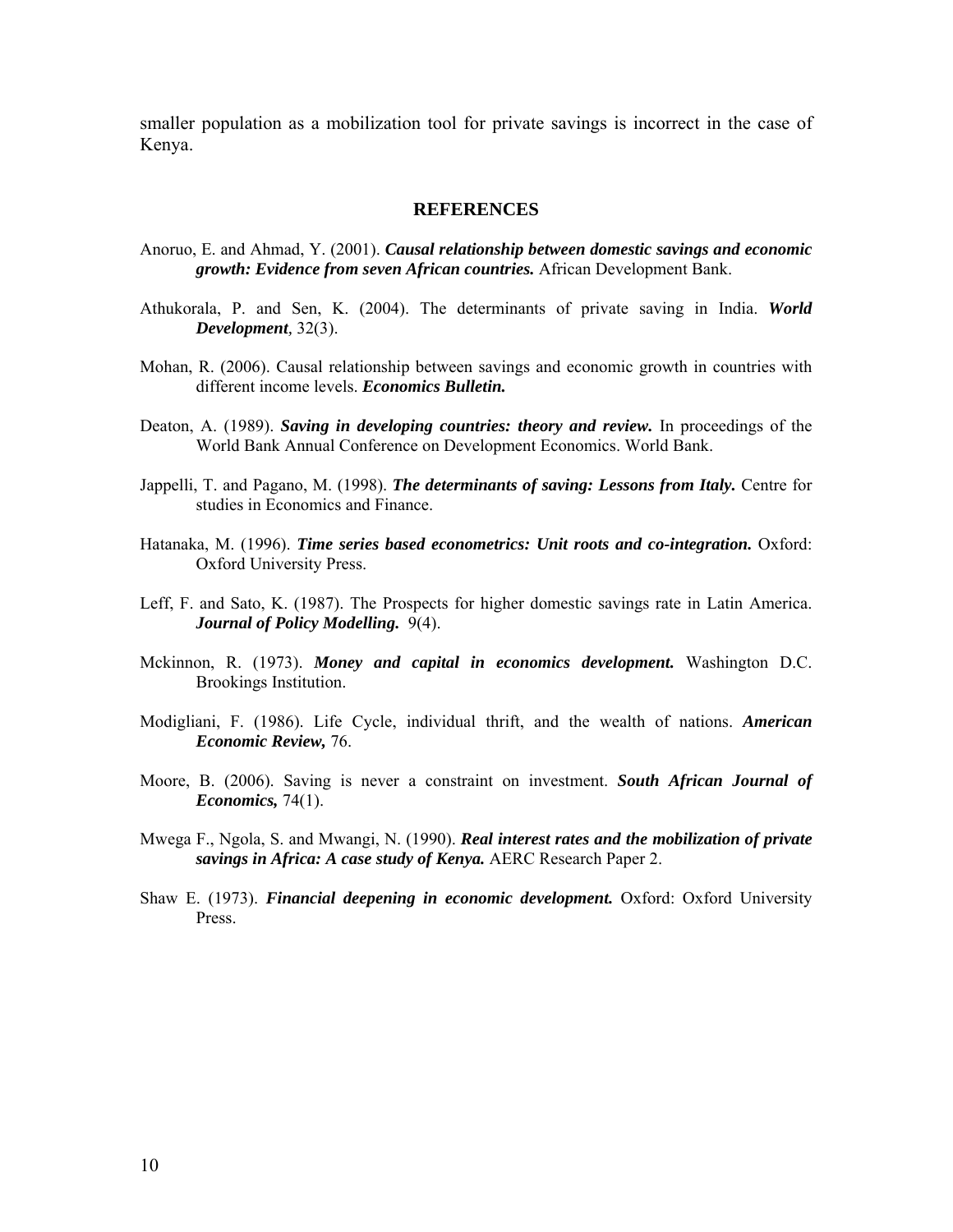smaller population as a mobilization tool for private savings is incorrect in the case of Kenya.

## REFERENCES

Anoruo, E. and Ahmad, Y. (2001). ***Causal relationship between domestic savings and economic growth: Evidence from seven African countries.*** African Development Bank.

Athukorala, P. and Sen, K. (2004). The determinants of private saving in India. ***World Development,*** 32(3).

Mohan, R. (2006). Causal relationship between savings and economic growth in countries with different income levels. ***Economics Bulletin.***

Deaton, A. (1989). ***Saving in developing countries: theory and review.*** In proceedings of the World Bank Annual Conference on Development Economics. World Bank.

Jappelli, T. and Pagano, M. (1998). ***The determinants of saving: Lessons from Italy.*** Centre for studies in Economics and Finance.

Hatanaka, M. (1996). ***Time series based econometrics: Unit roots and co-integration.*** Oxford: Oxford University Press.

Leff, F. and Sato, K. (1987). The Prospects for higher domestic savings rate in Latin America. ***Journal of Policy Modelling.*** 9(4).

Mckinnon, R. (1973). ***Money and capital in economics development.*** Washington D.C. Brookings Institution.

Modigliani, F. (1986). Life Cycle, individual thrift, and the wealth of nations. ***American Economic Review,*** 76.

Moore, B. (2006). Saving is never a constraint on investment. ***South African Journal of Economics,*** 74(1).

Mwega F., Ngola, S. and Mwangi, N. (1990). ***Real interest rates and the mobilization of private savings in Africa: A case study of Kenya.*** AERC Research Paper 2.

Shaw E. (1973). ***Financial deepening in economic development.*** Oxford: Oxford University Press.